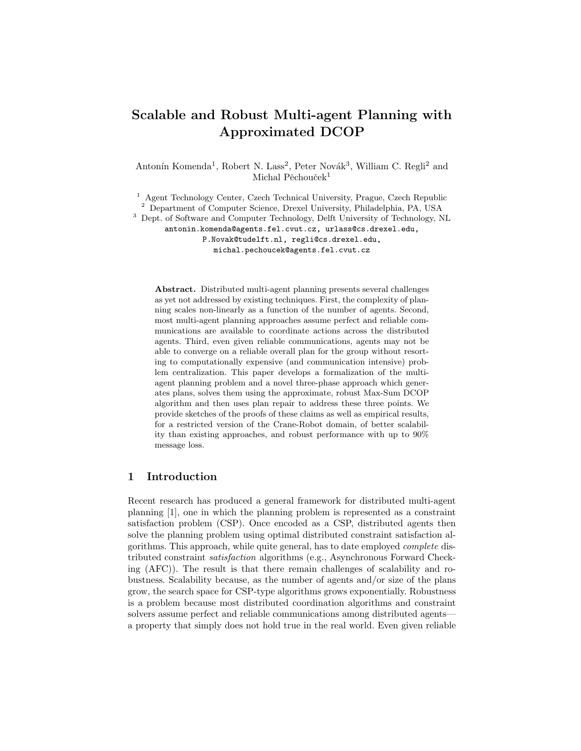# Scalable and Robust Multi-agent Planning with Approximated DCOP

Antonín Komenda[1], Robert N. Lass[2], Peter Novák[3], William C. Regli[2] and Michal Pěchouček[1]

[1] Agent Technology Center, Czech Technical University, Prague, Czech Republic
[2] Department of Computer Science, Drexel University, Philadelphia, PA, USA
[3] Dept. of Software and Computer Technology, Delft University of Technology, NL

antonin.komenda@agents.fel.cvut.cz, urlass@cs.drexel.edu, P.Novak@tudelft.nl, regli@cs.drexel.edu, michal.pechoucek@agents.fel.cvut.cz

**Abstract.** Distributed multi-agent planning presents several challenges as yet not addressed by existing techniques. First, the complexity of planning scales non-linearly as a function of the number of agents. Second, most multi-agent planning approaches assume perfect and reliable communications are available to coordinate actions across the distributed agents. Third, even given reliable communications, agents may not be able to converge on a reliable overall plan for the group without resorting to computationally expensive (and communication intensive) problem centralization. This paper develops a formalization of the multi-agent planning problem and a novel three-phase approach which generates plans, solves them using the approximate, robust Max-Sum DCOP algorithm and then uses plan repair to address these three points. We provide sketches of the proofs of these claims as well as empirical results, for a restricted version of the Crane-Robot domain, of better scalability than existing approaches, and robust performance with up to 90% message loss.

## 1 Introduction

Recent research has produced a general framework for distributed multi-agent planning [1], one in which the planning problem is represented as a constraint satisfaction problem (CSP). Once encoded as a CSP, distributed agents then solve the planning problem using optimal distributed constraint satisfaction algorithms. This approach, while quite general, has to date employed *complete* distributed constraint *satisfaction* algorithms (e.g., Asynchronous Forward Checking (AFC)). The result is that there remain challenges of scalability and robustness. Scalability because, as the number of agents and/or size of the plans grow, the search space for CSP-type algorithms grows exponentially. Robustness is a problem because most distributed coordination algorithms and constraint solvers assume perfect and reliable communications among distributed agents—a property that simply does not hold true in the real world. Even given reliable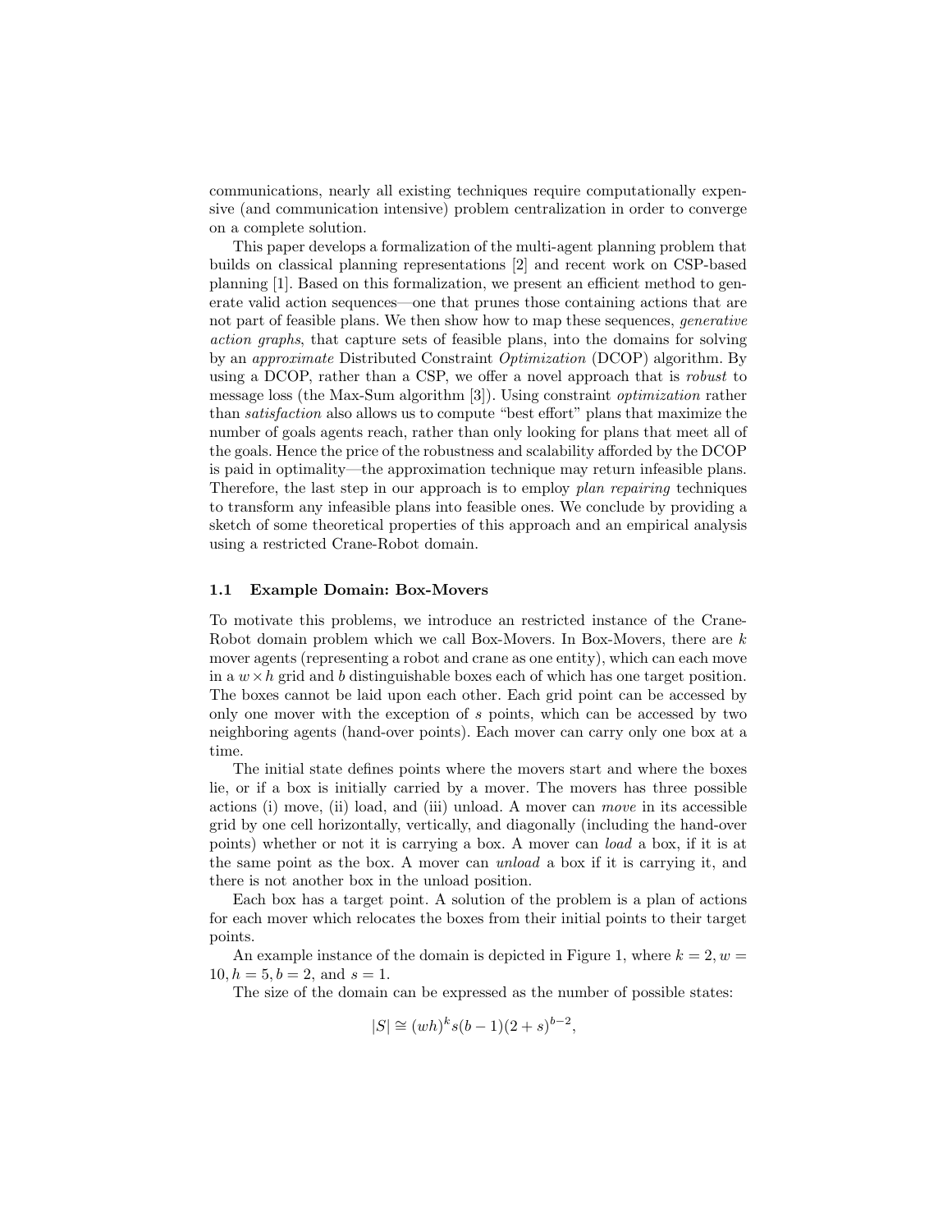communications, nearly all existing techniques require computationally expensive (and communication intensive) problem centralization in order to converge on a complete solution.

This paper develops a formalization of the multi-agent planning problem that builds on classical planning representations [2] and recent work on CSP-based planning [1]. Based on this formalization, we present an efficient method to generate valid action sequences—one that prunes those containing actions that are not part of feasible plans. We then show how to map these sequences, *generative action graphs*, that capture sets of feasible plans, into the domains for solving by an *approximate* Distributed Constraint *Optimization* (DCOP) algorithm. By using a DCOP, rather than a CSP, we offer a novel approach that is *robust* to message loss (the Max-Sum algorithm [3]). Using constraint *optimization* rather than *satisfaction* also allows us to compute "best effort" plans that maximize the number of goals agents reach, rather than only looking for plans that meet all of the goals. Hence the price of the robustness and scalability afforded by the DCOP is paid in optimality—the approximation technique may return infeasible plans. Therefore, the last step in our approach is to employ *plan repairing* techniques to transform any infeasible plans into feasible ones. We conclude by providing a sketch of some theoretical properties of this approach and an empirical analysis using a restricted Crane-Robot domain.

### 1.1 Example Domain: Box-Movers

To motivate this problems, we introduce an restricted instance of the Crane-Robot domain problem which we call Box-Movers. In Box-Movers, there are $k$ mover agents (representing a robot and crane as one entity), which can each move in a $w \times h$ grid and $b$ distinguishable boxes each of which has one target position. The boxes cannot be laid upon each other. Each grid point can be accessed by only one mover with the exception of $s$ points, which can be accessed by two neighboring agents (hand-over points). Each mover can carry only one box at a time.

The initial state defines points where the movers start and where the boxes lie, or if a box is initially carried by a mover. The movers has three possible actions (i) move, (ii) load, and (iii) unload. A mover can *move* in its accessible grid by one cell horizontally, vertically, and diagonally (including the hand-over points) whether or not it is carrying a box. A mover can *load* a box, if it is at the same point as the box. A mover can *unload* a box if it is carrying it, and there is not another box in the unload position.

Each box has a target point. A solution of the problem is a plan of actions for each mover which relocates the boxes from their initial points to their target points.

An example instance of the domain is depicted in Figure 1, where $k = 2, w = 10, h = 5, b = 2$, and $s = 1$.

The size of the domain can be expressed as the number of possible states:

$$|S| \cong (wh)^k s(b-1)(2+s)^{b-2},$$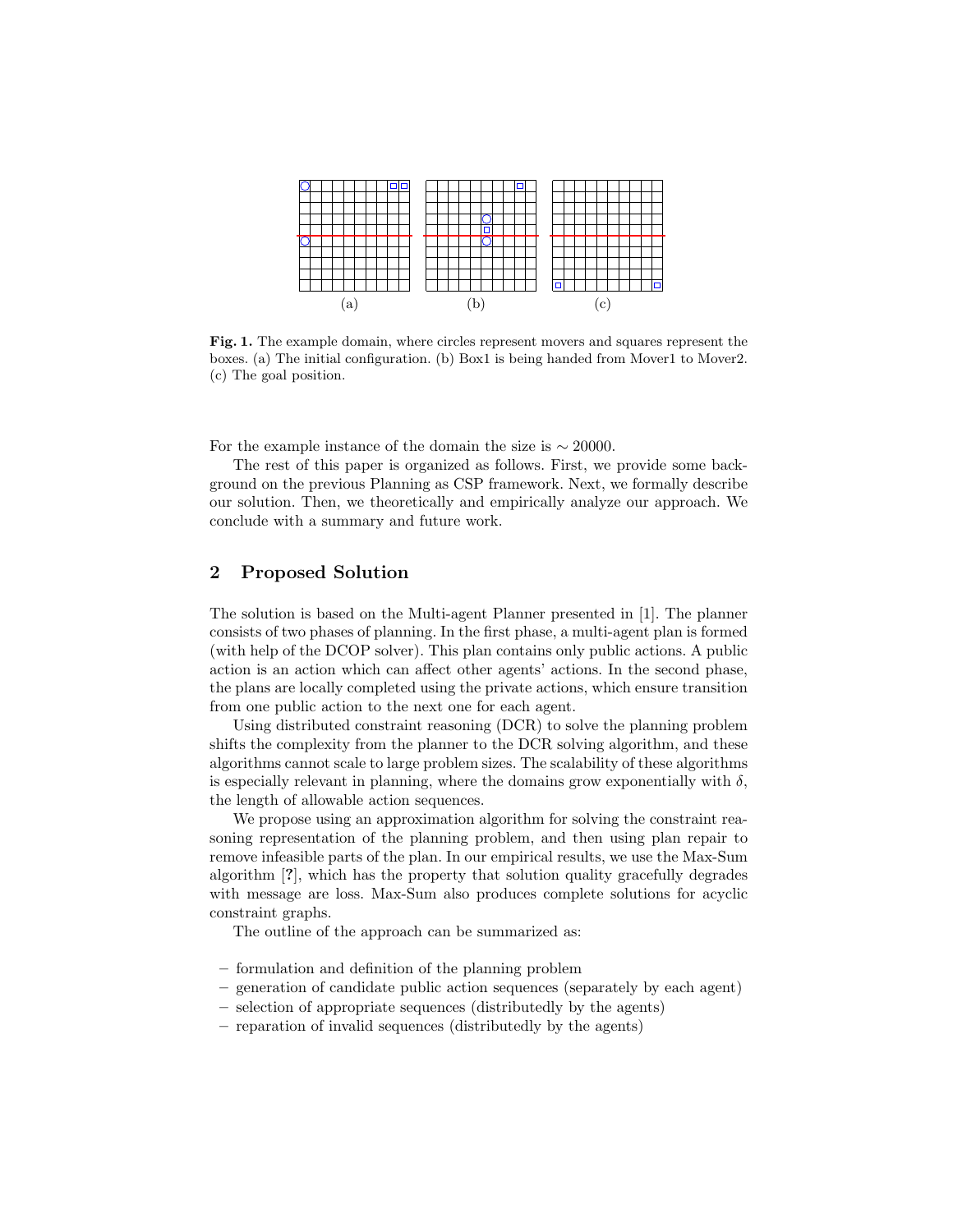(a) (b) (c)

**Fig. 1.** The example domain, where circles represent movers and squares represent the boxes. (a) The initial configuration. (b) Box1 is being handed from Mover1 to Mover2. (c) The goal position.

For the example instance of the domain the size is $\sim 20000$.

The rest of this paper is organized as follows. First, we provide some background on the previous Planning as CSP framework. Next, we formally describe our solution. Then, we theoretically and empirically analyze our approach. We conclude with a summary and future work.

## 2 Proposed Solution

The solution is based on the Multi-agent Planner presented in [1]. The planner consists of two phases of planning. In the first phase, a multi-agent plan is formed (with help of the DCOP solver). This plan contains only public actions. A public action is an action which can affect other agents' actions. In the second phase, the plans are locally completed using the private actions, which ensure transition from one public action to the next one for each agent.

Using distributed constraint reasoning (DCR) to solve the planning problem shifts the complexity from the planner to the DCR solving algorithm, and these algorithms cannot scale to large problem sizes. The scalability of these algorithms is especially relevant in planning, where the domains grow exponentially with $\delta$, the length of allowable action sequences.

We propose using an approximation algorithm for solving the constraint reasoning representation of the planning problem, and then using plan repair to remove infeasible parts of the plan. In our empirical results, we use the Max-Sum algorithm [**?**], which has the property that solution quality gracefully degrades with message are loss. Max-Sum also produces complete solutions for acyclic constraint graphs.

The outline of the approach can be summarized as:

- formulation and definition of the planning problem
- generation of candidate public action sequences (separately by each agent)
- selection of appropriate sequences (distributedly by the agents)
- reparation of invalid sequences (distributedly by the agents)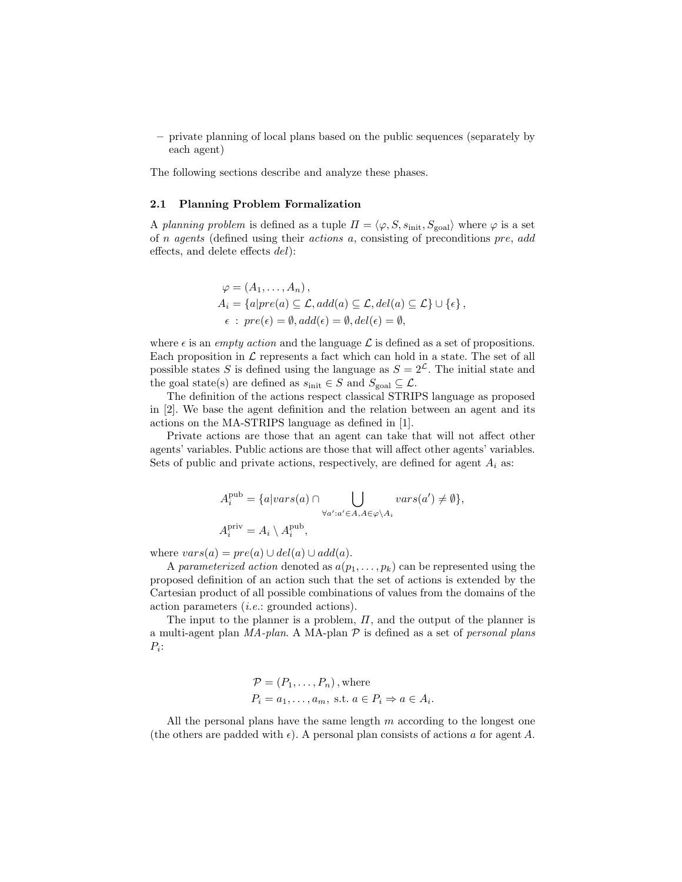– private planning of local plans based on the public sequences (separately by each agent)

The following sections describe and analyze these phases.

### 2.1 Planning Problem Formalization

A *planning problem* is defined as a tuple $\Pi = \langle \varphi, S, s_{\text{init}}, S_{\text{goal}} \rangle$ where $\varphi$ is a set of $n$ *agents* (defined using their *actions* $a$, consisting of preconditions *pre*, *add* effects, and delete effects *del*):

$$
\begin{aligned}
\varphi &= (A_1, \ldots, A_n)\,, \\
A_i &= \{a | pre(a) \subseteq \mathcal{L}, add(a) \subseteq \mathcal{L}, del(a) \subseteq \mathcal{L}\} \cup \{\epsilon\}\,, \\
\epsilon \ &: \ pre(\epsilon) = \emptyset, add(\epsilon) = \emptyset, del(\epsilon) = \emptyset,
\end{aligned}
$$

where $\epsilon$ is an *empty action* and the language $\mathcal{L}$ is defined as a set of propositions. Each proposition in $\mathcal{L}$ represents a fact which can hold in a state. The set of all possible states $S$ is defined using the language as $S = 2^{\mathcal{L}}$. The initial state and the goal state(s) are defined as $s_{\text{init}} \in S$ and $S_{\text{goal}} \subseteq \mathcal{L}$.

The definition of the actions respect classical STRIPS language as proposed in [2]. We base the agent definition and the relation between an agent and its actions on the MA-STRIPS language as defined in [1].

Private actions are those that an agent can take that will not affect other agents' variables. Public actions are those that will affect other agents' variables. Sets of public and private actions, respectively, are defined for agent $A_i$ as:

$$
\begin{aligned}
A_i^{\text{pub}} &= \{a | vars(a) \cap \bigcup_{\forall a' : a' \in A, A \in \varphi \setminus A_i} vars(a') \neq \emptyset\}, \\
A_i^{\text{priv}} &= A_i \setminus A_i^{\text{pub}},
\end{aligned}
$$

where $vars(a) = pre(a) \cup del(a) \cup add(a)$.

A *parameterized action* denoted as $a(p_1, \ldots, p_k)$ can be represented using the proposed definition of an action such that the set of actions is extended by the Cartesian product of all possible combinations of values from the domains of the action parameters (*i.e.*: grounded actions).

The input to the planner is a problem, $\Pi$, and the output of the planner is a multi-agent plan *MA-plan*. A MA-plan $\mathcal{P}$ is defined as a set of *personal plans* $P_i$:

$$
\begin{aligned}
\mathcal{P} &= (P_1, \ldots, P_n)\,, \text{where} \\
P_i &= a_1, \ldots, a_m, \text{ s.t. } a \in P_i \Rightarrow a \in A_i.
\end{aligned}
$$

All the personal plans have the same length $m$ according to the longest one (the others are padded with $\epsilon$). A personal plan consists of actions $a$ for agent $A$.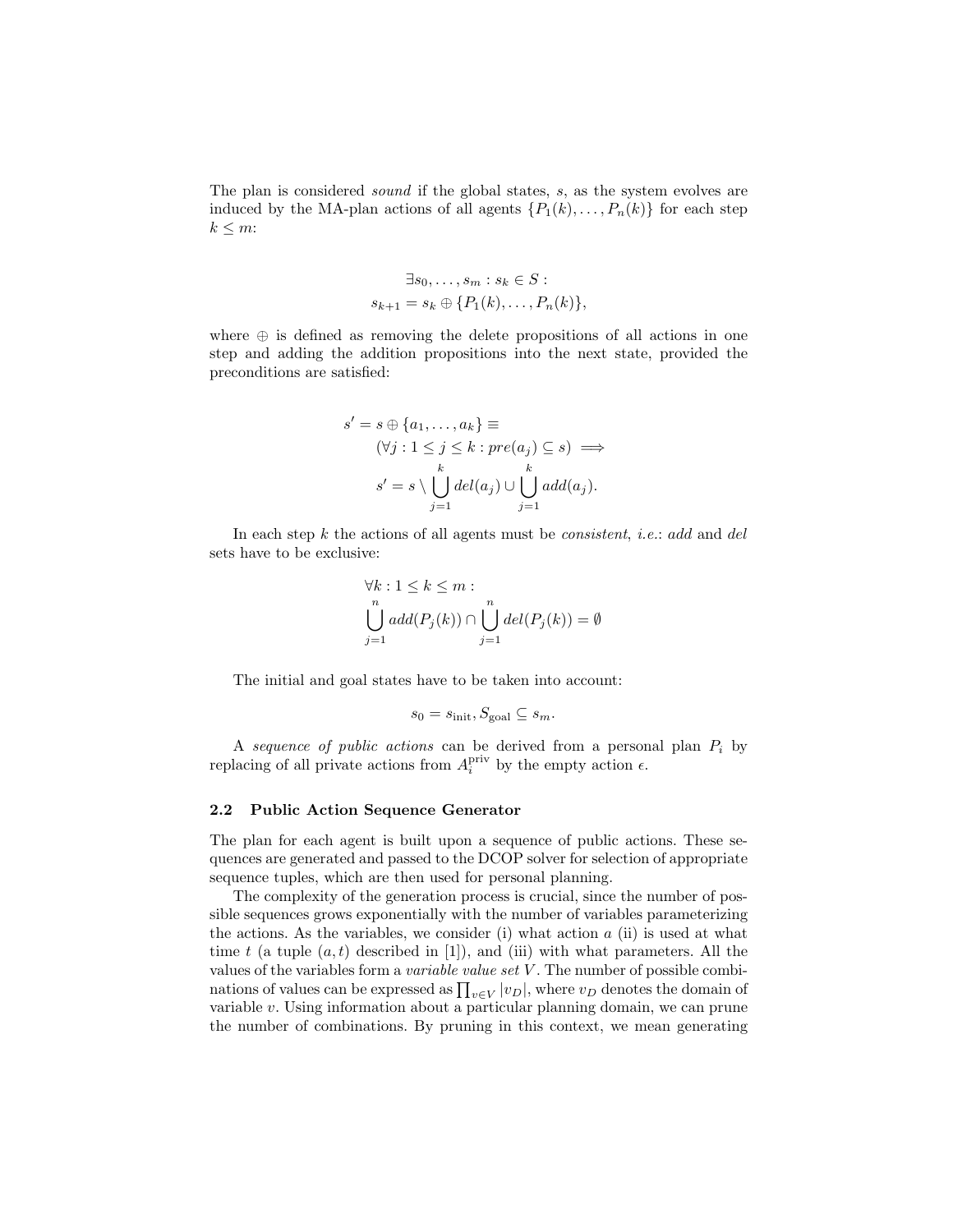The plan is considered *sound* if the global states, $s$, as the system evolves are induced by the MA-plan actions of all agents $\{P_1(k), \ldots, P_n(k)\}$ for each step $k \leq m$:

$$\exists s_0, \ldots, s_m : s_k \in S :$$
$$s_{k+1} = s_k \oplus \{P_1(k), \ldots, P_n(k)\},$$

where $\oplus$ is defined as removing the delete propositions of all actions in one step and adding the addition propositions into the next state, provided the preconditions are satisfied:

$$\begin{aligned} s' = s \oplus \{a_1, \ldots, a_k\} \equiv \\ (\forall j : 1 \leq j \leq k : pre(a_j) \subseteq s) \implies \\ s' = s \setminus \bigcup_{j=1}^{k} del(a_j) \cup \bigcup_{j=1}^{k} add(a_j). \end{aligned}$$

In each step $k$ the actions of all agents must be *consistent*, *i.e.*: *add* and *del* sets have to be exclusive:

$$\begin{aligned} &\forall k : 1 \leq k \leq m : \\ &\bigcup_{j=1}^{n} add(P_j(k)) \cap \bigcup_{j=1}^{n} del(P_j(k)) = \emptyset \end{aligned}$$

The initial and goal states have to be taken into account:

$$s_0 = s_{\text{init}}, S_{\text{goal}} \subseteq s_m.$$

A *sequence of public actions* can be derived from a personal plan $P_i$ by replacing of all private actions from $A_i^{\text{priv}}$ by the empty action $\epsilon$.

### 2.2 Public Action Sequence Generator

The plan for each agent is built upon a sequence of public actions. These sequences are generated and passed to the DCOP solver for selection of appropriate sequence tuples, which are then used for personal planning.

The complexity of the generation process is crucial, since the number of possible sequences grows exponentially with the number of variables parameterizing the actions. As the variables, we consider (i) what action $a$ (ii) is used at what time $t$ (a tuple $(a, t)$ described in [1]), and (iii) with what parameters. All the values of the variables form a *variable value set* $V$. The number of possible combinations of values can be expressed as $\prod_{v \in V} |v_D|$, where $v_D$ denotes the domain of variable $v$. Using information about a particular planning domain, we can prune the number of combinations. By pruning in this context, we mean generating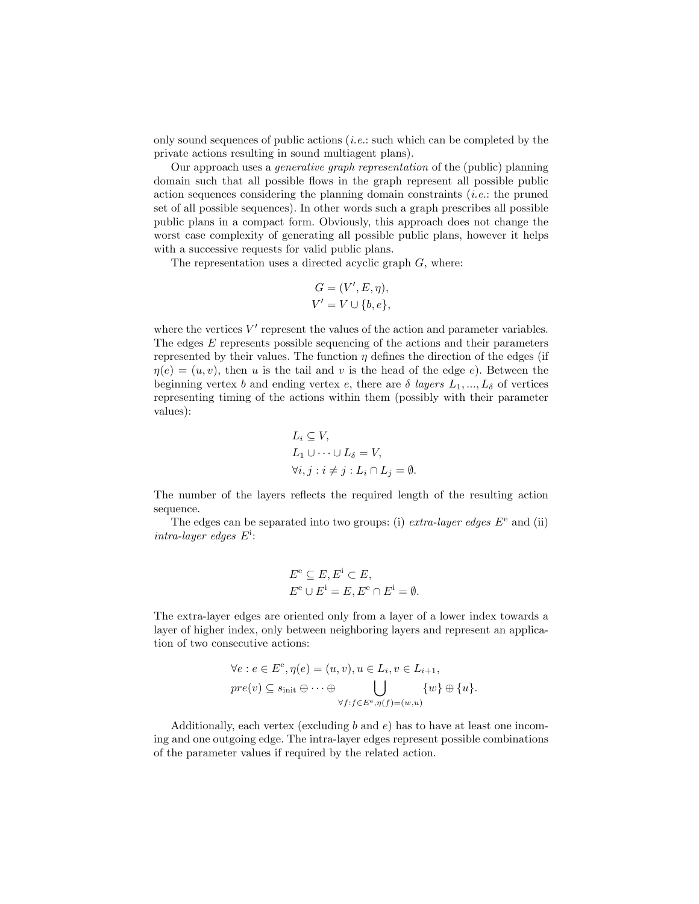only sound sequences of public actions (*i.e.*: such which can be completed by the private actions resulting in sound multiagent plans).

Our approach uses a *generative graph representation* of the (public) planning domain such that all possible flows in the graph represent all possible public action sequences considering the planning domain constraints (*i.e.*: the pruned set of all possible sequences). In other words such a graph prescribes all possible public plans in a compact form. Obviously, this approach does not change the worst case complexity of generating all possible public plans, however it helps with a successive requests for valid public plans.

The representation uses a directed acyclic graph $G$, where:

$$G = (V', E, \eta),$$
$$V' = V \cup \{b, e\},$$

where the vertices $V'$ represent the values of the action and parameter variables. The edges $E$ represents possible sequencing of the actions and their parameters represented by their values. The function $\eta$ defines the direction of the edges (if $\eta(e) = (u, v)$, then $u$ is the tail and $v$ is the head of the edge $e$). Between the beginning vertex $b$ and ending vertex $e$, there are $\delta$ *layers* $L_1, ..., L_\delta$ of vertices representing timing of the actions within them (possibly with their parameter values):

$$L_i \subseteq V,$$
$$L_1 \cup \cdots \cup L_\delta = V,$$
$$\forall i, j : i \neq j : L_i \cap L_j = \emptyset.$$

The number of the layers reflects the required length of the resulting action sequence.

The edges can be separated into two groups: (i) *extra-layer edges* $E^{\mathrm{e}}$ and (ii) *intra-layer edges* $E^{\mathrm{i}}$:

$$E^{\mathrm{e}} \subseteq E, E^{\mathrm{i}} \subset E,$$
$$E^{\mathrm{e}} \cup E^{\mathrm{i}} = E, E^{\mathrm{e}} \cap E^{\mathrm{i}} = \emptyset.$$

The extra-layer edges are oriented only from a layer of a lower index towards a layer of higher index, only between neighboring layers and represent an application of two consecutive actions:

$$\forall e : e \in E^{\mathrm{e}}, \eta(e) = (u, v), u \in L_i, v \in L_{i+1},$$
$$pre(v) \subseteq s_{\mathrm{init}} \oplus \cdots \oplus \bigcup_{\forall f : f \in E^{\mathrm{e}}, \eta(f) = (w, u)} \{w\} \oplus \{u\}.$$

Additionally, each vertex (excluding $b$ and $e$) has to have at least one incoming and one outgoing edge. The intra-layer edges represent possible combinations of the parameter values if required by the related action.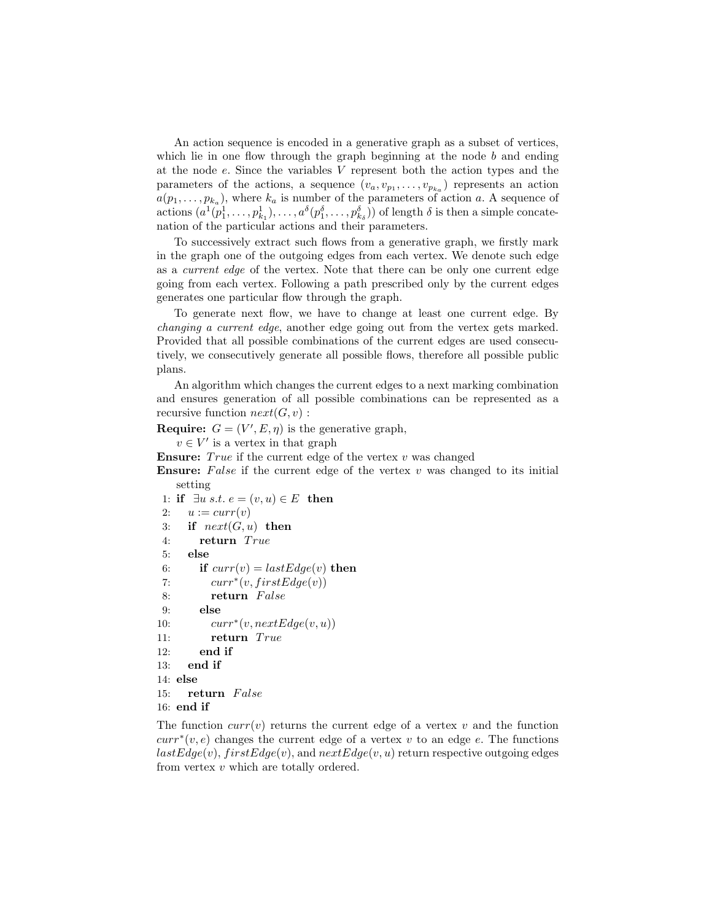An action sequence is encoded in a generative graph as a subset of vertices, which lie in one flow through the graph beginning at the node $b$ and ending at the node $e$. Since the variables $V$ represent both the action types and the parameters of the actions, a sequence $(v_a, v_{p_1}, \ldots, v_{p_{k_a}})$ represents an action $a(p_1, \ldots, p_{k_a})$, where $k_a$ is number of the parameters of action $a$. A sequence of actions $(a^1(p^1_1, \ldots, p^1_{k_1}), \ldots, a^\delta(p^\delta_1, \ldots, p^\delta_{k_\delta}))$ of length $\delta$ is then a simple concatenation of the particular actions and their parameters.

To successively extract such flows from a generative graph, we firstly mark in the graph one of the outgoing edges from each vertex. We denote such edge as a *current edge* of the vertex. Note that there can be only one current edge going from each vertex. Following a path prescribed only by the current edges generates one particular flow through the graph.

To generate next flow, we have to change at least one current edge. By *changing a current edge*, another edge going out from the vertex gets marked. Provided that all possible combinations of the current edges are used consecutively, we consecutively generate all possible flows, therefore all possible public plans.

An algorithm which changes the current edges to a next marking combination and ensures generation of all possible combinations can be represented as a recursive function $next(G, v)$ :

**Require:** $G = (V', E, \eta)$ is the generative graph,
  $v \in V'$ is a vertex in that graph
**Ensure:** $True$ if the current edge of the vertex $v$ was changed
**Ensure:** $False$ if the current edge of the vertex $v$ was changed to its initial setting

```
 1: if ∃u s.t. e = (v, u) ∈ E then
 2:    u := curr(v)
 3:    if next(G, u) then
 4:       return True
 5:    else
 6:       if curr(v) = lastEdge(v) then
 7:          curr*(v, firstEdge(v))
 8:          return False
 9:       else
10:          curr*(v, nextEdge(v, u))
11:          return True
12:       end if
13:    end if
14: else
15:    return False
16: end if
```

The function $curr(v)$ returns the current edge of a vertex $v$ and the function $curr^*(v, e)$ changes the current edge of a vertex $v$ to an edge $e$. The functions $lastEdge(v)$, $firstEdge(v)$, and $nextEdge(v, u)$ return respective outgoing edges from vertex $v$ which are totally ordered.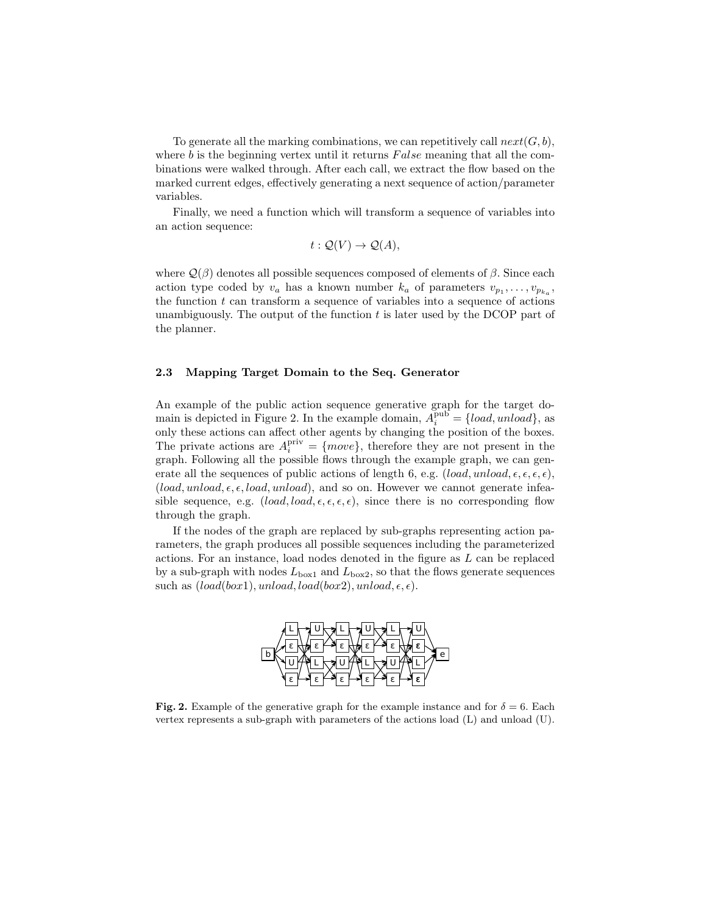To generate all the marking combinations, we can repetitively call $next(G, b)$, where $b$ is the beginning vertex until it returns $False$ meaning that all the combinations were walked through. After each call, we extract the flow based on the marked current edges, effectively generating a next sequence of action/parameter variables.

Finally, we need a function which will transform a sequence of variables into an action sequence:

$$t : \mathcal{Q}(V) \rightarrow \mathcal{Q}(A),$$

where $\mathcal{Q}(\beta)$ denotes all possible sequences composed of elements of $\beta$. Since each action type coded by $v_a$ has a known number $k_a$ of parameters $v_{p_1}, \ldots, v_{p_{k_a}}$, the function $t$ can transform a sequence of variables into a sequence of actions unambiguously. The output of the function $t$ is later used by the DCOP part of the planner.

### 2.3 Mapping Target Domain to the Seq. Generator

An example of the public action sequence generative graph for the target domain is depicted in Figure 2. In the example domain, $A_i^{\text{pub}} = \{load, unload\}$, as only these actions can affect other agents by changing the position of the boxes. The private actions are $A_i^{\text{priv}} = \{move\}$, therefore they are not present in the graph. Following all the possible flows through the example graph, we can generate all the sequences of public actions of length 6, e.g. $(load, unload, \epsilon, \epsilon, \epsilon, \epsilon)$, $(load, unload, \epsilon, \epsilon, load, unload)$, and so on. However we cannot generate infeasible sequence, e.g. $(load, load, \epsilon, \epsilon, \epsilon, \epsilon)$, since there is no corresponding flow through the graph.

If the nodes of the graph are replaced by sub-graphs representing action parameters, the graph produces all possible sequences including the parameterized actions. For an instance, load nodes denoted in the figure as $L$ can be replaced by a sub-graph with nodes $L_{\text{box1}}$ and $L_{\text{box2}}$, so that the flows generate sequences such as $(load(box1), unload, load(box2), unload, \epsilon, \epsilon)$.

**Fig. 2.** Example of the generative graph for the example instance and for $\delta = 6$. Each vertex represents a sub-graph with parameters of the actions load (L) and unload (U).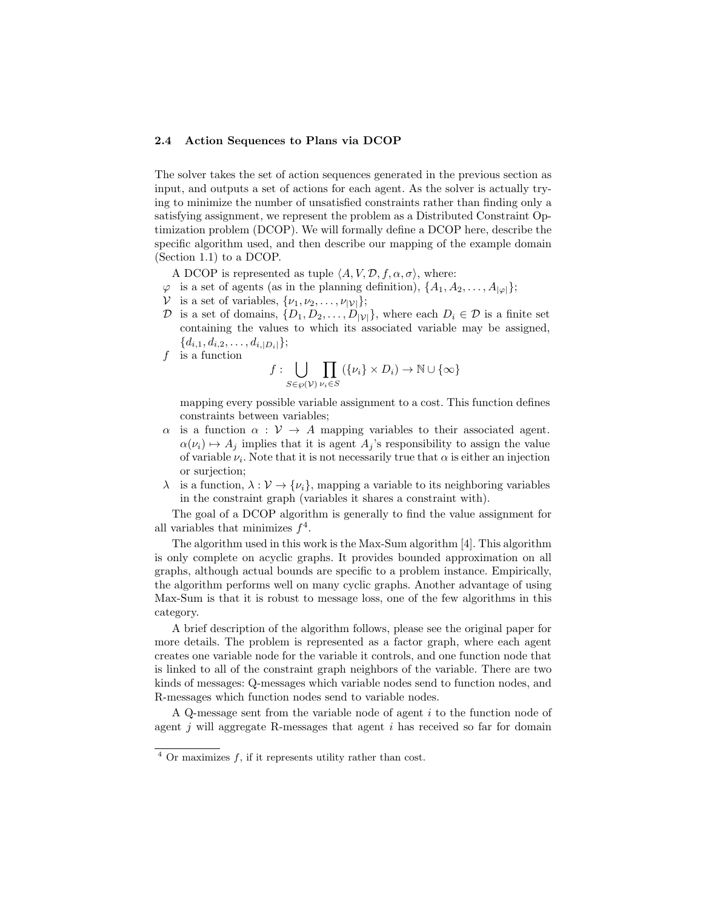### 2.4 Action Sequences to Plans via DCOP

The solver takes the set of action sequences generated in the previous section as input, and outputs a set of actions for each agent. As the solver is actually trying to minimize the number of unsatisfied constraints rather than finding only a satisfying assignment, we represent the problem as a Distributed Constraint Optimization problem (DCOP). We will formally define a DCOP here, describe the specific algorithm used, and then describe our mapping of the example domain (Section 1.1) to a DCOP.

A DCOP is represented as tuple $\langle A, V, \mathcal{D}, f, \alpha, \sigma \rangle$, where:

- $\varphi$ is a set of agents (as in the planning definition), $\{A_1, A_2, \ldots, A_{|\varphi|}\}$;
- $\mathcal{V}$ is a set of variables, $\{\nu_1, \nu_2, \ldots, \nu_{|\mathcal{V}|}\}$;
- $\mathcal{D}$ is a set of domains, $\{D_1, D_2, \ldots, D_{|\mathcal{V}|}\}$, where each $D_i \in \mathcal{D}$ is a finite set containing the values to which its associated variable may be assigned, $\{d_{i,1}, d_{i,2}, \ldots, d_{i,|D_i|}\}$;
- $f$ is a function
$$f : \bigcup_{S \in \wp(\mathcal{V})} \prod_{\nu_i \in S} (\{\nu_i\} \times D_i) \to \mathbb{N} \cup \{\infty\}$$
mapping every possible variable assignment to a cost. This function defines constraints between variables;
- $\alpha$ is a function $\alpha : \mathcal{V} \to A$ mapping variables to their associated agent. $\alpha(\nu_i) \mapsto A_j$ implies that it is agent $A_j$'s responsibility to assign the value of variable $\nu_i$. Note that it is not necessarily true that $\alpha$ is either an injection or surjection;
- $\lambda$ is a function, $\lambda : \mathcal{V} \to \{\nu_i\}$, mapping a variable to its neighboring variables in the constraint graph (variables it shares a constraint with).

The goal of a DCOP algorithm is generally to find the value assignment for all variables that minimizes $f$[4].

The algorithm used in this work is the Max-Sum algorithm [4]. This algorithm is only complete on acyclic graphs. It provides bounded approximation on all graphs, although actual bounds are specific to a problem instance. Empirically, the algorithm performs well on many cyclic graphs. Another advantage of using Max-Sum is that it is robust to message loss, one of the few algorithms in this category.

A brief description of the algorithm follows, please see the original paper for more details. The problem is represented as a factor graph, where each agent creates one variable node for the variable it controls, and one function node that is linked to all of the constraint graph neighbors of the variable. There are two kinds of messages: Q-messages which variable nodes send to function nodes, and R-messages which function nodes send to variable nodes.

A Q-message sent from the variable node of agent $i$ to the function node of agent $j$ will aggregate R-messages that agent $i$ has received so far for domain

[4] Or maximizes $f$, if it represents utility rather than cost.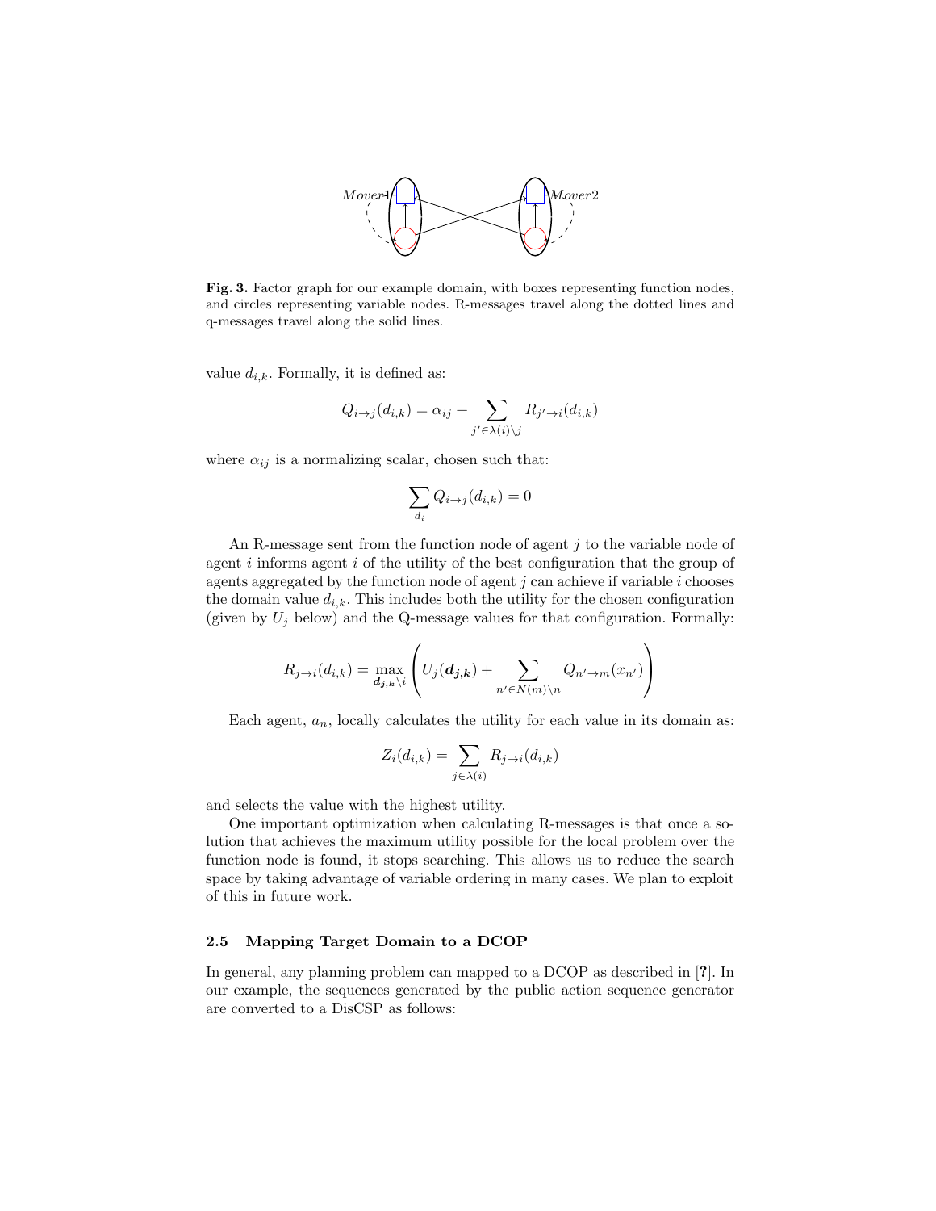Fig. 3. Factor graph for our example domain, with boxes representing function nodes, and circles representing variable nodes. R-messages travel along the dotted lines and q-messages travel along the solid lines.

value $d_{i,k}$. Formally, it is defined as:

$$Q_{i \to j}(d_{i,k}) = \alpha_{ij} + \sum_{j' \in \lambda(i) \backslash j} R_{j' \to i}(d_{i,k})$$

where $\alpha_{ij}$ is a normalizing scalar, chosen such that:

$$\sum_{d_i} Q_{i \to j}(d_{i,k}) = 0$$

An R-message sent from the function node of agent $j$ to the variable node of agent $i$ informs agent $i$ of the utility of the best configuration that the group of agents aggregated by the function node of agent $j$ can achieve if variable $i$ chooses the domain value $d_{i,k}$. This includes both the utility for the chosen configuration (given by $U_j$ below) and the Q-message values for that configuration. Formally:

$$R_{j \to i}(d_{i,k}) = \max_{\boldsymbol{d_{j,k}} \backslash i} \left( U_j(\boldsymbol{d_{j,k}}) + \sum_{n' \in N(m) \backslash n} Q_{n' \to m}(x_{n'}) \right)$$

Each agent, $a_n$, locally calculates the utility for each value in its domain as:

$$Z_i(d_{i,k}) = \sum_{j \in \lambda(i)} R_{j \to i}(d_{i,k})$$

and selects the value with the highest utility.

One important optimization when calculating R-messages is that once a solution that achieves the maximum utility possible for the local problem over the function node is found, it stops searching. This allows us to reduce the search space by taking advantage of variable ordering in many cases. We plan to exploit of this in future work.

### 2.5 Mapping Target Domain to a DCOP

In general, any planning problem can mapped to a DCOP as described in [?]. In our example, the sequences generated by the public action sequence generator are converted to a DisCSP as follows: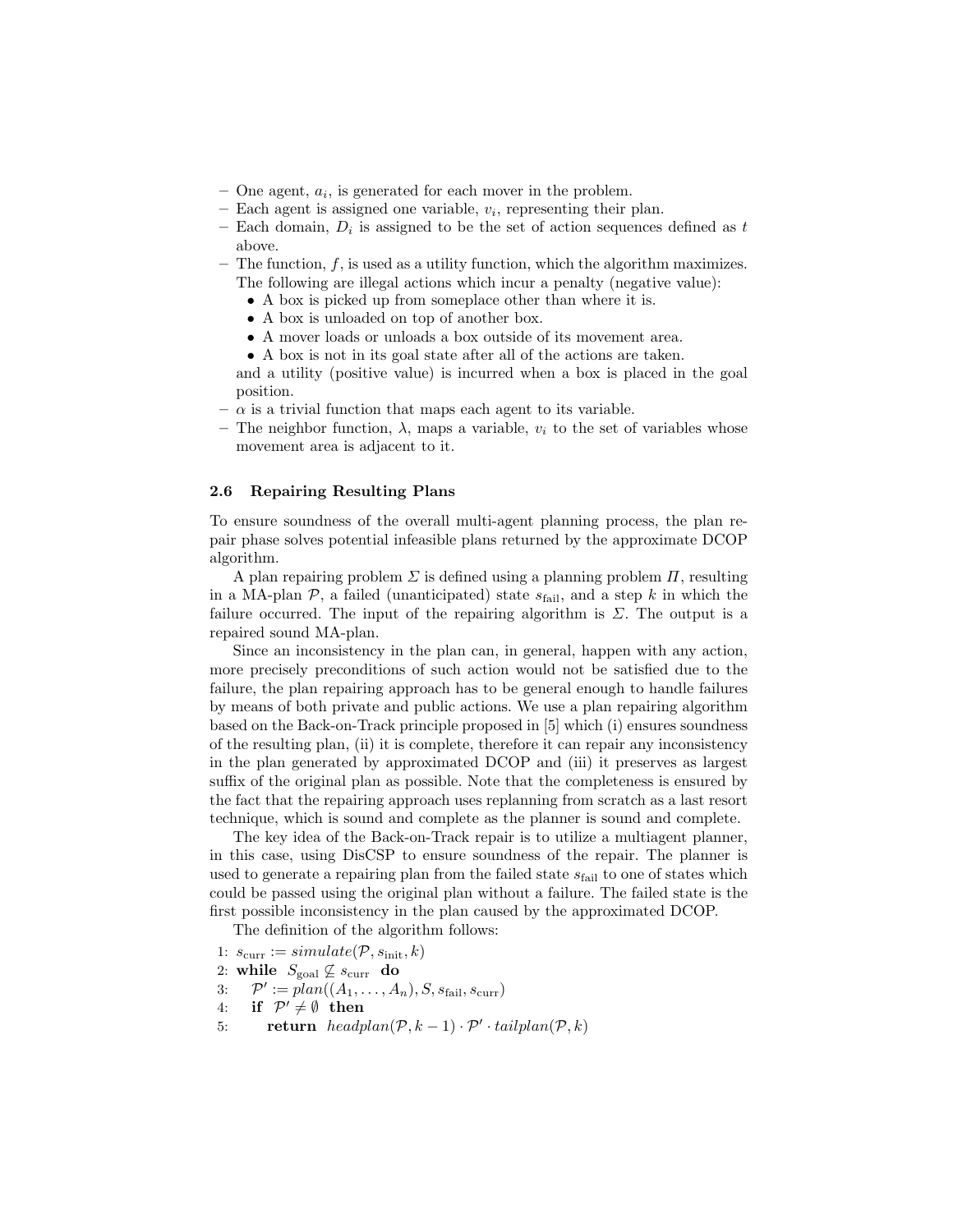– One agent, $a_i$, is generated for each mover in the problem.
– Each agent is assigned one variable, $v_i$, representing their plan.
– Each domain, $D_i$ is assigned to be the set of action sequences defined as $t$ above.
– The function, $f$, is used as a utility function, which the algorithm maximizes. The following are illegal actions which incur a penalty (negative value):
  - A box is picked up from someplace other than where it is.
  - A box is unloaded on top of another box.
  - A mover loads or unloads a box outside of its movement area.
  - A box is not in its goal state after all of the actions are taken.

  and a utility (positive value) is incurred when a box is placed in the goal position.
– $\alpha$ is a trivial function that maps each agent to its variable.
– The neighbor function, $\lambda$, maps a variable, $v_i$ to the set of variables whose movement area is adjacent to it.

### 2.6 Repairing Resulting Plans

To ensure soundness of the overall multi-agent planning process, the plan repair phase solves potential infeasible plans returned by the approximate DCOP algorithm.

A plan repairing problem $\Sigma$ is defined using a planning problem $\Pi$, resulting in a MA-plan $\mathcal{P}$, a failed (unanticipated) state $s_{\text{fail}}$, and a step $k$ in which the failure occurred. The input of the repairing algorithm is $\Sigma$. The output is a repaired sound MA-plan.

Since an inconsistency in the plan can, in general, happen with any action, more precisely preconditions of such action would not be satisfied due to the failure, the plan repairing approach has to be general enough to handle failures by means of both private and public actions. We use a plan repairing algorithm based on the Back-on-Track principle proposed in [5] which (i) ensures soundness of the resulting plan, (ii) it is complete, therefore it can repair any inconsistency in the plan generated by approximated DCOP and (iii) it preserves as largest suffix of the original plan as possible. Note that the completeness is ensured by the fact that the repairing approach uses replanning from scratch as a last resort technique, which is sound and complete as the planner is sound and complete.

The key idea of the Back-on-Track repair is to utilize a multiagent planner, in this case, using DisCSP to ensure soundness of the repair. The planner is used to generate a repairing plan from the failed state $s_{\text{fail}}$ to one of states which could be passed using the original plan without a failure. The failed state is the first possible inconsistency in the plan caused by the approximated DCOP.

The definition of the algorithm follows:

1: $s_{\text{curr}} := simulate(\mathcal{P}, s_{\text{init}}, k)$
2: **while** $S_{\text{goal}} \not\subseteq s_{\text{curr}}$ **do**
3: $\quad \mathcal{P}' := plan((A_1, \ldots, A_n), S, s_{\text{fail}}, s_{\text{curr}})$
4: $\quad$ **if** $\mathcal{P}' \neq \emptyset$ **then**
5: $\quad\quad$ **return** $headplan(\mathcal{P}, k-1) \cdot \mathcal{P}' \cdot tailplan(\mathcal{P}, k)$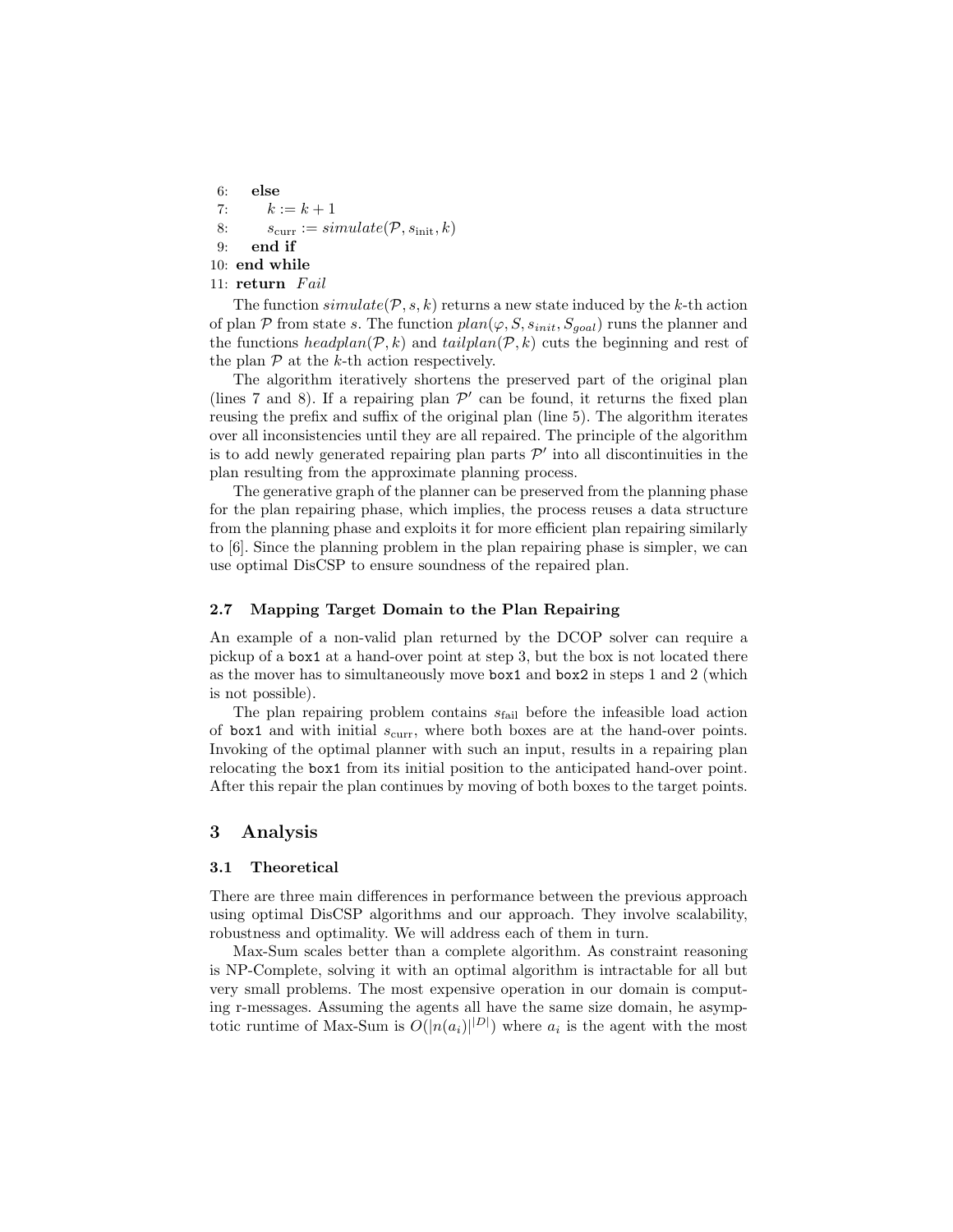```
6:    else
7:       k := k + 1
8:       s_curr := simulate(P, s_init, k)
9:    end if
10: end while
11: return Fail
```

The function $simulate(\mathcal{P}, s, k)$ returns a new state induced by the $k$-th action of plan $\mathcal{P}$ from state $s$. The function $plan(\varphi, S, s_{init}, S_{goal})$ runs the planner and the functions $headplan(\mathcal{P}, k)$ and $tailplan(\mathcal{P}, k)$ cuts the beginning and rest of the plan $\mathcal{P}$ at the $k$-th action respectively.

The algorithm iteratively shortens the preserved part of the original plan (lines 7 and 8). If a repairing plan $\mathcal{P}'$ can be found, it returns the fixed plan reusing the prefix and suffix of the original plan (line 5). The algorithm iterates over all inconsistencies until they are all repaired. The principle of the algorithm is to add newly generated repairing plan parts $\mathcal{P}'$ into all discontinuities in the plan resulting from the approximate planning process.

The generative graph of the planner can be preserved from the planning phase for the plan repairing phase, which implies, the process reuses a data structure from the planning phase and exploits it for more efficient plan repairing similarly to [6]. Since the planning problem in the plan repairing phase is simpler, we can use optimal DisCSP to ensure soundness of the repaired plan.

### 2.7 Mapping Target Domain to the Plan Repairing

An example of a non-valid plan returned by the DCOP solver can require a pickup of a box1 at a hand-over point at step 3, but the box is not located there as the mover has to simultaneously move box1 and box2 in steps 1 and 2 (which is not possible).

The plan repairing problem contains $s_{\text{fail}}$ before the infeasible load action of box1 and with initial $s_{\text{curr}}$, where both boxes are at the hand-over points. Invoking of the optimal planner with such an input, results in a repairing plan relocating the box1 from its initial position to the anticipated hand-over point. After this repair the plan continues by moving of both boxes to the target points.

## 3 Analysis

### 3.1 Theoretical

There are three main differences in performance between the previous approach using optimal DisCSP algorithms and our approach. They involve scalability, robustness and optimality. We will address each of them in turn.

Max-Sum scales better than a complete algorithm. As constraint reasoning is NP-Complete, solving it with an optimal algorithm is intractable for all but very small problems. The most expensive operation in our domain is computing r-messages. Assuming the agents all have the same size domain, he asymptotic runtime of Max-Sum is $O(|n(a_i)|^{|D|})$ where $a_i$ is the agent with the most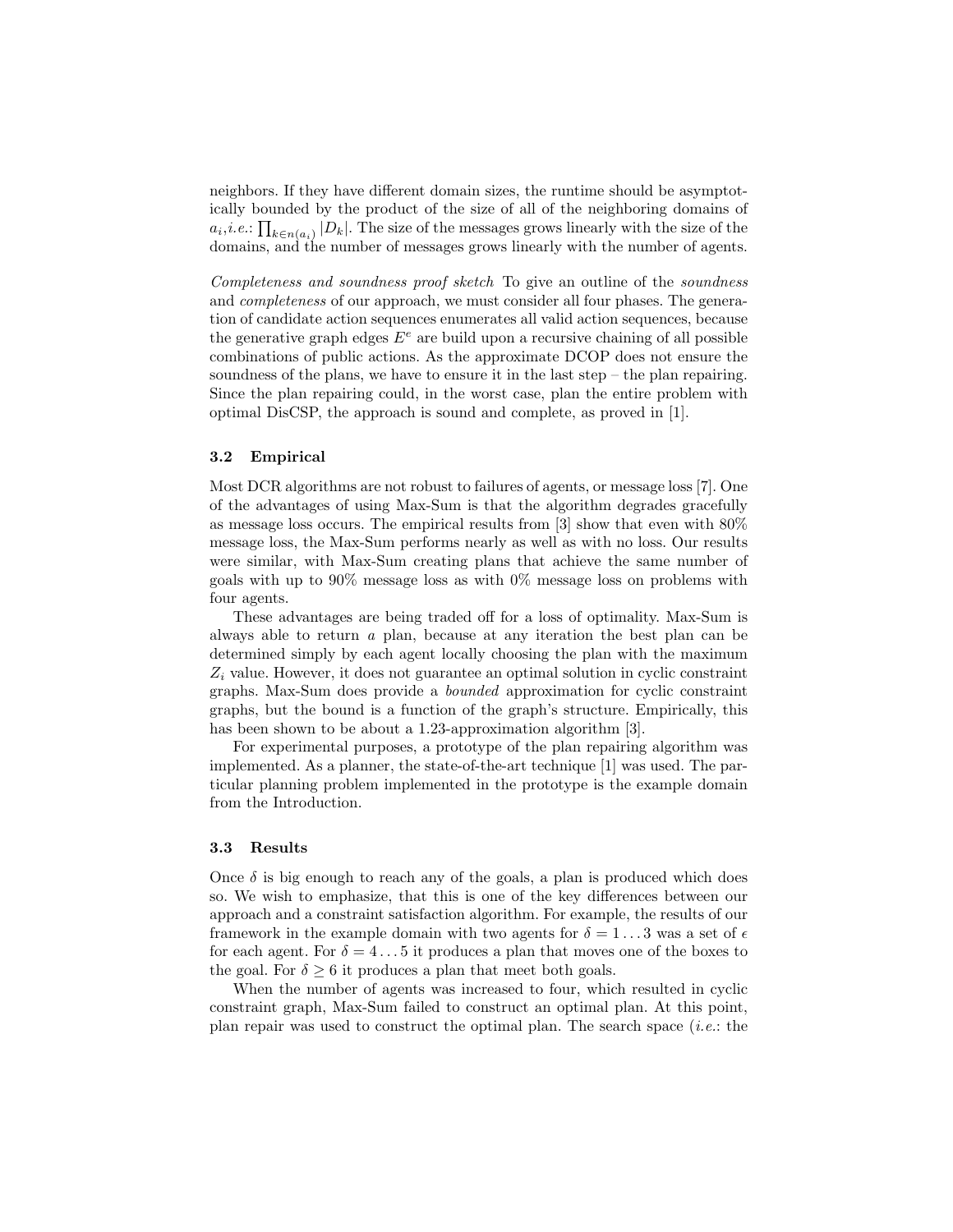neighbors. If they have different domain sizes, the runtime should be asymptotically bounded by the product of the size of all of the neighboring domains of $a_i$,*i.e.*: $\prod_{k \in n(a_i)} |D_k|$. The size of the messages grows linearly with the size of the domains, and the number of messages grows linearly with the number of agents.

*Completeness and soundness proof sketch* To give an outline of the *soundness* and *completeness* of our approach, we must consider all four phases. The generation of candidate action sequences enumerates all valid action sequences, because the generative graph edges $E^e$ are build upon a recursive chaining of all possible combinations of public actions. As the approximate DCOP does not ensure the soundness of the plans, we have to ensure it in the last step – the plan repairing. Since the plan repairing could, in the worst case, plan the entire problem with optimal DisCSP, the approach is sound and complete, as proved in [1].

### 3.2 Empirical

Most DCR algorithms are not robust to failures of agents, or message loss [7]. One of the advantages of using Max-Sum is that the algorithm degrades gracefully as message loss occurs. The empirical results from [3] show that even with 80% message loss, the Max-Sum performs nearly as well as with no loss. Our results were similar, with Max-Sum creating plans that achieve the same number of goals with up to 90% message loss as with 0% message loss on problems with four agents.

These advantages are being traded off for a loss of optimality. Max-Sum is always able to return *a* plan, because at any iteration the best plan can be determined simply by each agent locally choosing the plan with the maximum $Z_i$ value. However, it does not guarantee an optimal solution in cyclic constraint graphs. Max-Sum does provide a *bounded* approximation for cyclic constraint graphs, but the bound is a function of the graph's structure. Empirically, this has been shown to be about a 1.23-approximation algorithm [3].

For experimental purposes, a prototype of the plan repairing algorithm was implemented. As a planner, the state-of-the-art technique [1] was used. The particular planning problem implemented in the prototype is the example domain from the Introduction.

### 3.3 Results

Once $\delta$ is big enough to reach any of the goals, a plan is produced which does so. We wish to emphasize, that this is one of the key differences between our approach and a constraint satisfaction algorithm. For example, the results of our framework in the example domain with two agents for $\delta = 1 \ldots 3$ was a set of $\epsilon$ for each agent. For $\delta = 4 \ldots 5$ it produces a plan that moves one of the boxes to the goal. For $\delta \geq 6$ it produces a plan that meet both goals.

When the number of agents was increased to four, which resulted in cyclic constraint graph, Max-Sum failed to construct an optimal plan. At this point, plan repair was used to construct the optimal plan. The search space (*i.e.*: the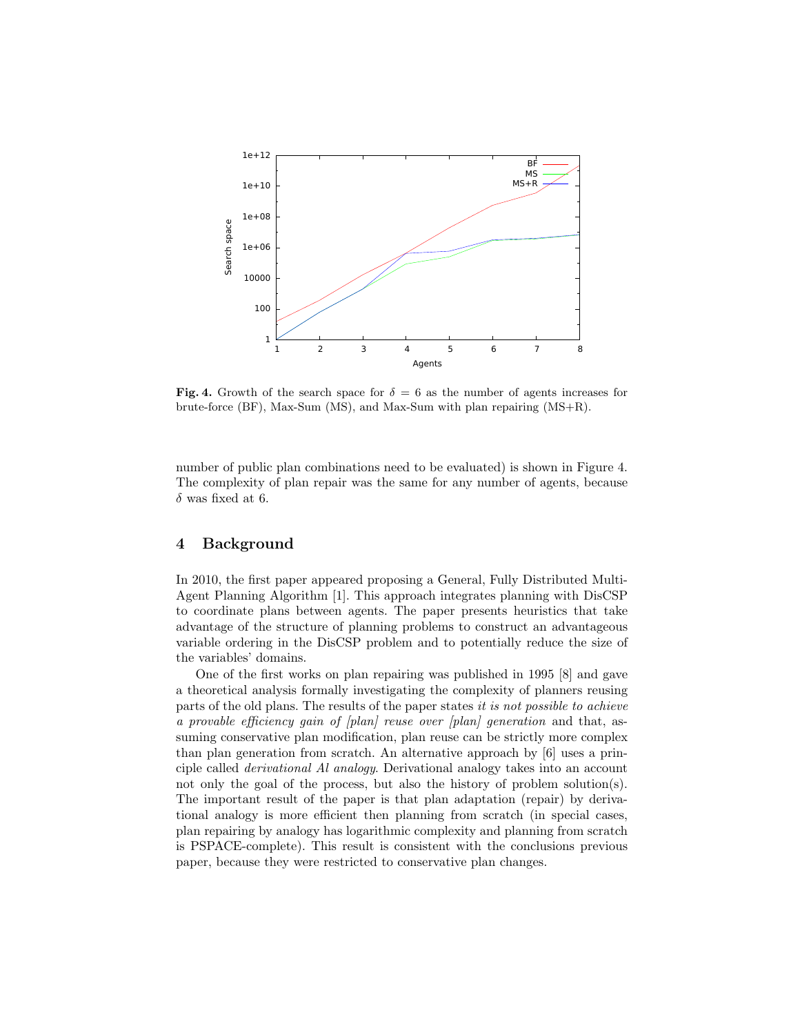**Fig. 4.** Growth of the search space for $\delta = 6$ as the number of agents increases for brute-force (BF), Max-Sum (MS), and Max-Sum with plan repairing (MS+R).

number of public plan combinations need to be evaluated) is shown in Figure 4. The complexity of plan repair was the same for any number of agents, because $\delta$ was fixed at 6.

## 4 Background

In 2010, the first paper appeared proposing a General, Fully Distributed Multi-Agent Planning Algorithm [1]. This approach integrates planning with DisCSP to coordinate plans between agents. The paper presents heuristics that take advantage of the structure of planning problems to construct an advantageous variable ordering in the DisCSP problem and to potentially reduce the size of the variables' domains.

One of the first works on plan repairing was published in 1995 [8] and gave a theoretical analysis formally investigating the complexity of planners reusing parts of the old plans. The results of the paper states *it is not possible to achieve a provable efficiency gain of [plan] reuse over [plan] generation* and that, assuming conservative plan modification, plan reuse can be strictly more complex than plan generation from scratch. An alternative approach by [6] uses a principle called *derivational Al analogy*. Derivational analogy takes into an account not only the goal of the process, but also the history of problem solution(s). The important result of the paper is that plan adaptation (repair) by derivational analogy is more efficient then planning from scratch (in special cases, plan repairing by analogy has logarithmic complexity and planning from scratch is PSPACE-complete). This result is consistent with the conclusions previous paper, because they were restricted to conservative plan changes.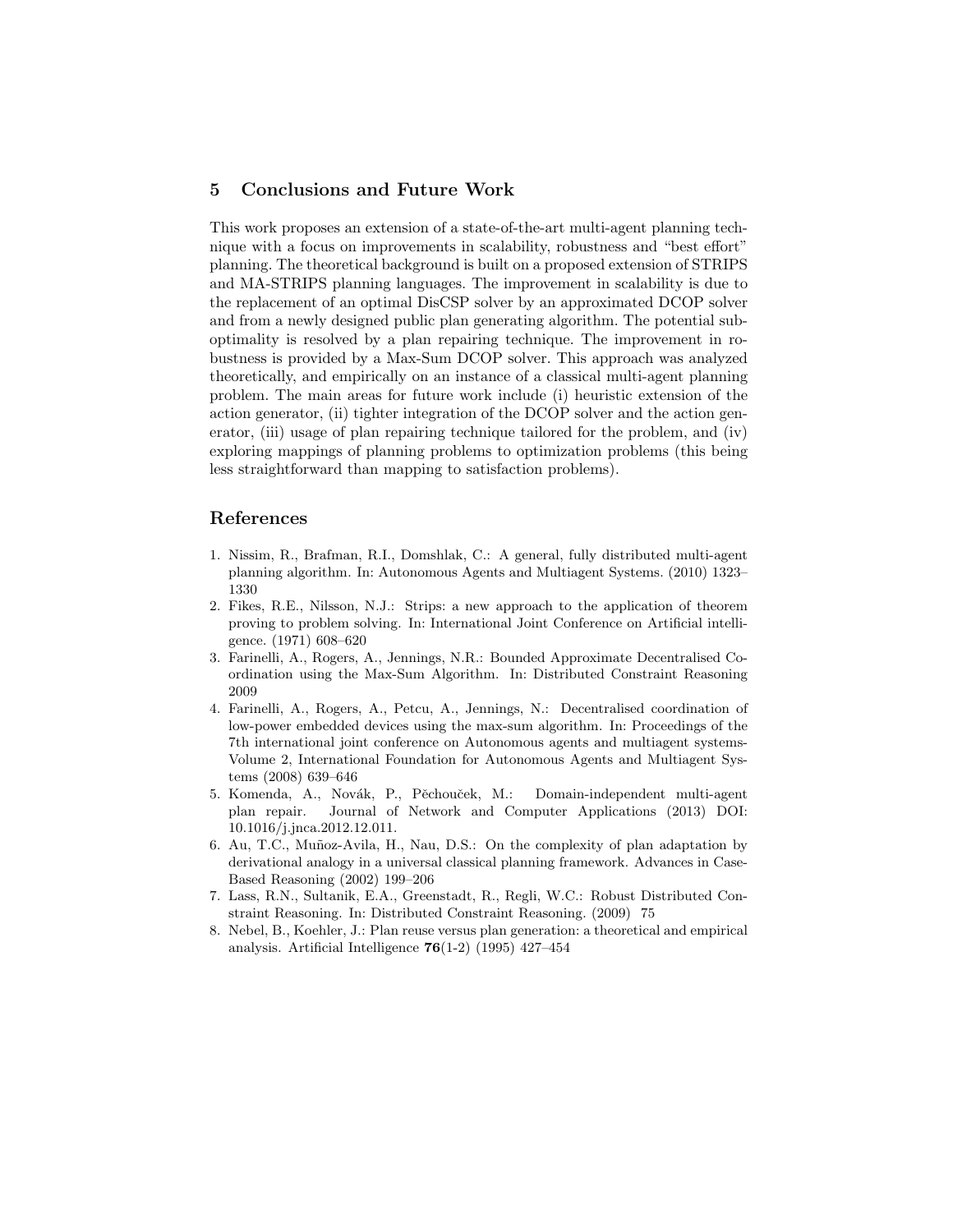## 5 Conclusions and Future Work

This work proposes an extension of a state-of-the-art multi-agent planning technique with a focus on improvements in scalability, robustness and "best effort" planning. The theoretical background is built on a proposed extension of STRIPS and MA-STRIPS planning languages. The improvement in scalability is due to the replacement of an optimal DisCSP solver by an approximated DCOP solver and from a newly designed public plan generating algorithm. The potential sub-optimality is resolved by a plan repairing technique. The improvement in robustness is provided by a Max-Sum DCOP solver. This approach was analyzed theoretically, and empirically on an instance of a classical multi-agent planning problem. The main areas for future work include (i) heuristic extension of the action generator, (ii) tighter integration of the DCOP solver and the action generator, (iii) usage of plan repairing technique tailored for the problem, and (iv) exploring mappings of planning problems to optimization problems (this being less straightforward than mapping to satisfaction problems).

## References

1. Nissim, R., Brafman, R.I., Domshlak, C.: A general, fully distributed multi-agent planning algorithm. In: Autonomous Agents and Multiagent Systems. (2010) 1323–1330
2. Fikes, R.E., Nilsson, N.J.: Strips: a new approach to the application of theorem proving to problem solving. In: International Joint Conference on Artificial intelligence. (1971) 608–620
3. Farinelli, A., Rogers, A., Jennings, N.R.: Bounded Approximate Decentralised Coordination using the Max-Sum Algorithm. In: Distributed Constraint Reasoning 2009
4. Farinelli, A., Rogers, A., Petcu, A., Jennings, N.: Decentralised coordination of low-power embedded devices using the max-sum algorithm. In: Proceedings of the 7th international joint conference on Autonomous agents and multiagent systems-Volume 2, International Foundation for Autonomous Agents and Multiagent Systems (2008) 639–646
5. Komenda, A., Novák, P., Pěchouček, M.: Domain-independent multi-agent plan repair. Journal of Network and Computer Applications (2013) DOI: 10.1016/j.jnca.2012.12.011.
6. Au, T.C., Muñoz-Avila, H., Nau, D.S.: On the complexity of plan adaptation by derivational analogy in a universal classical planning framework. Advances in Case-Based Reasoning (2002) 199–206
7. Lass, R.N., Sultanik, E.A., Greenstadt, R., Regli, W.C.: Robust Distributed Constraint Reasoning. In: Distributed Constraint Reasoning. (2009) 75
8. Nebel, B., Koehler, J.: Plan reuse versus plan generation: a theoretical and empirical analysis. Artificial Intelligence **76**(1-2) (1995) 427–454